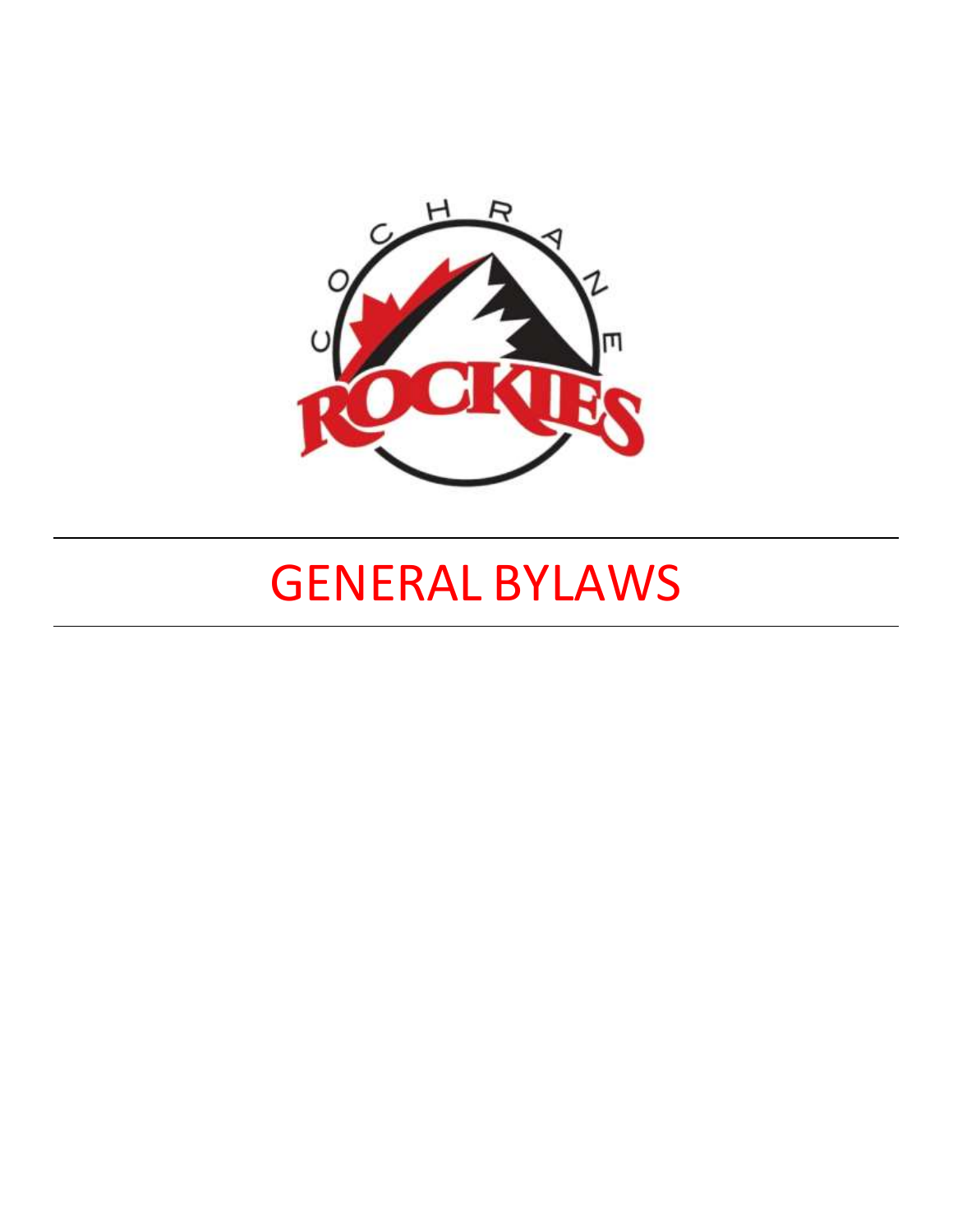# GENERAL BYLAWS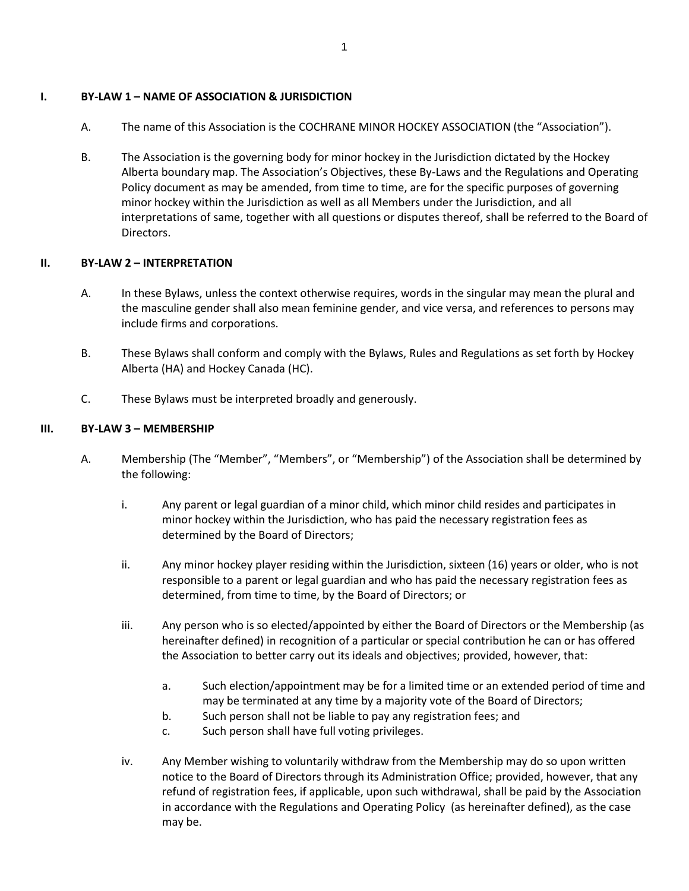## I. BY-LAW 1 – NAME OF ASSOCIATION & JURISDICTION

A. The name of this Association is the COCHRANE MINOR HOCKEY ASSOCIATION (the "Association").

B. The Association is the governing body for minor hockey in the Jurisdiction dictated by the Hockey Alberta boundary map. The Association's Objectives, these By-Laws and the Regulations and Operating Policy document as may be amended, from time to time, are for the specific purposes of governing minor hockey within the Jurisdiction as well as all Members under the Jurisdiction, and all interpretations of same, together with all questions or disputes thereof, shall be referred to the Board of Directors.

## II. BY-LAW 2 – INTERPRETATION

A. In these Bylaws, unless the context otherwise requires, words in the singular may mean the plural and the masculine gender shall also mean feminine gender, and vice versa, and references to persons may include firms and corporations.

B. These Bylaws shall conform and comply with the Bylaws, Rules and Regulations as set forth by Hockey Alberta (HA) and Hockey Canada (HC).

C. These Bylaws must be interpreted broadly and generously.

## III. BY-LAW 3 – MEMBERSHIP

A. Membership (The "Member", "Members", or "Membership") of the Association shall be determined by the following:

   i. Any parent or legal guardian of a minor child, which minor child resides and participates in minor hockey within the Jurisdiction, who has paid the necessary registration fees as determined by the Board of Directors;

   ii. Any minor hockey player residing within the Jurisdiction, sixteen (16) years or older, who is not responsible to a parent or legal guardian and who has paid the necessary registration fees as determined, from time to time, by the Board of Directors; or

   iii. Any person who is so elected/appointed by either the Board of Directors or the Membership (as hereinafter defined) in recognition of a particular or special contribution he can or has offered the Association to better carry out its ideals and objectives; provided, however, that:

      a. Such election/appointment may be for a limited time or an extended period of time and may be terminated at any time by a majority vote of the Board of Directors;
      b. Such person shall not be liable to pay any registration fees; and
      c. Such person shall have full voting privileges.

   iv. Any Member wishing to voluntarily withdraw from the Membership may do so upon written notice to the Board of Directors through its Administration Office; provided, however, that any refund of registration fees, if applicable, upon such withdrawal, shall be paid by the Association in accordance with the Regulations and Operating Policy (as hereinafter defined), as the case may be.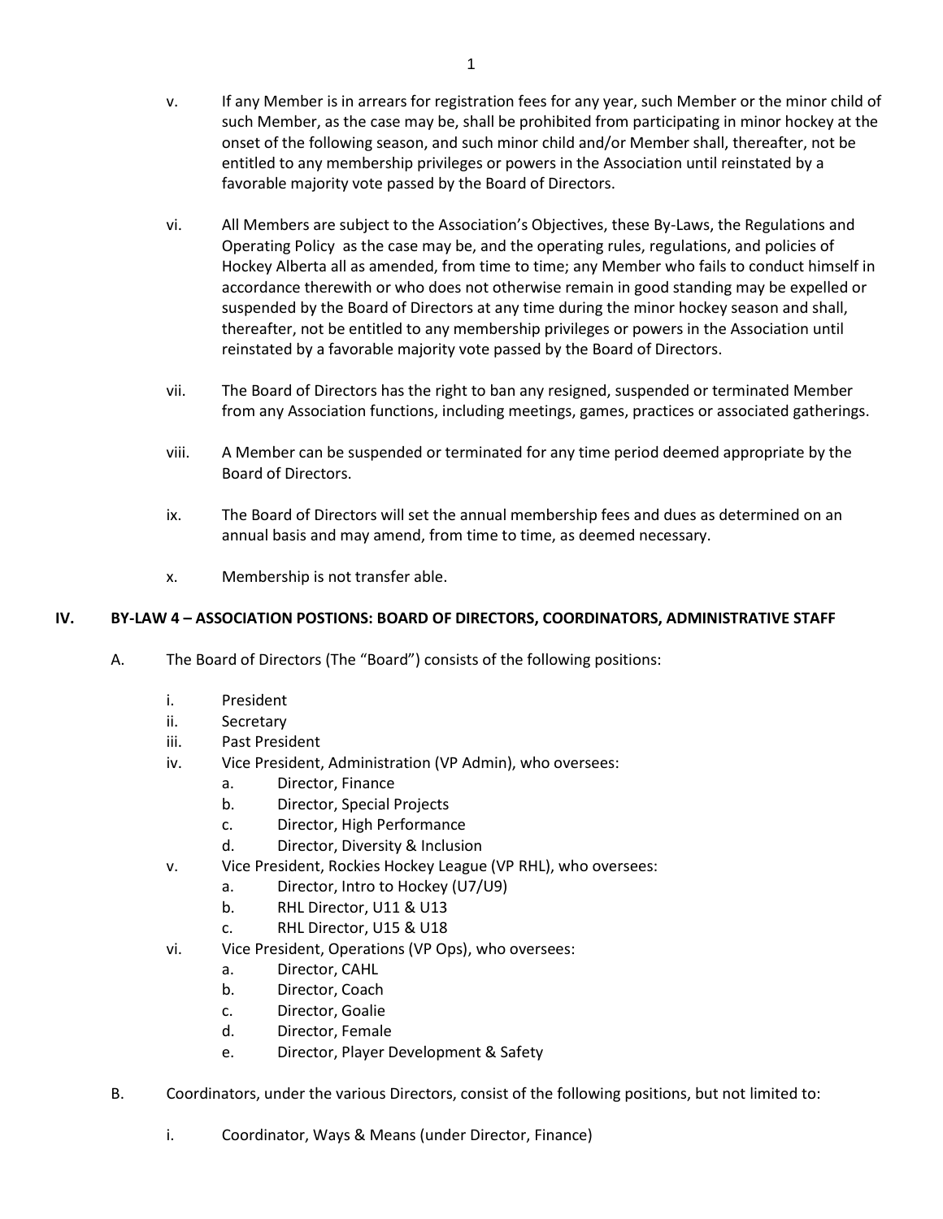v. If any Member is in arrears for registration fees for any year, such Member or the minor child of such Member, as the case may be, shall be prohibited from participating in minor hockey at the onset of the following season, and such minor child and/or Member shall, thereafter, not be entitled to any membership privileges or powers in the Association until reinstated by a favorable majority vote passed by the Board of Directors.

vi. All Members are subject to the Association's Objectives, these By-Laws, the Regulations and Operating Policy as the case may be, and the operating rules, regulations, and policies of Hockey Alberta all as amended, from time to time; any Member who fails to conduct himself in accordance therewith or who does not otherwise remain in good standing may be expelled or suspended by the Board of Directors at any time during the minor hockey season and shall, thereafter, not be entitled to any membership privileges or powers in the Association until reinstated by a favorable majority vote passed by the Board of Directors.

vii. The Board of Directors has the right to ban any resigned, suspended or terminated Member from any Association functions, including meetings, games, practices or associated gatherings.

viii. A Member can be suspended or terminated for any time period deemed appropriate by the Board of Directors.

ix. The Board of Directors will set the annual membership fees and dues as determined on an annual basis and may amend, from time to time, as deemed necessary.

x. Membership is not transfer able.

## IV. BY-LAW 4 – ASSOCIATION POSTIONS: BOARD OF DIRECTORS, COORDINATORS, ADMINISTRATIVE STAFF

A. The Board of Directors (The "Board") consists of the following positions:

- i. President
- ii. Secretary
- iii. Past President
- iv. Vice President, Administration (VP Admin), who oversees:
  - a. Director, Finance
  - b. Director, Special Projects
  - c. Director, High Performance
  - d. Director, Diversity & Inclusion
- v. Vice President, Rockies Hockey League (VP RHL), who oversees:
  - a. Director, Intro to Hockey (U7/U9)
  - b. RHL Director, U11 & U13
  - c. RHL Director, U15 & U18
- vi. Vice President, Operations (VP Ops), who oversees:
  - a. Director, CAHL
  - b. Director, Coach
  - c. Director, Goalie
  - d. Director, Female
  - e. Director, Player Development & Safety

B. Coordinators, under the various Directors, consist of the following positions, but not limited to:

- i. Coordinator, Ways & Means (under Director, Finance)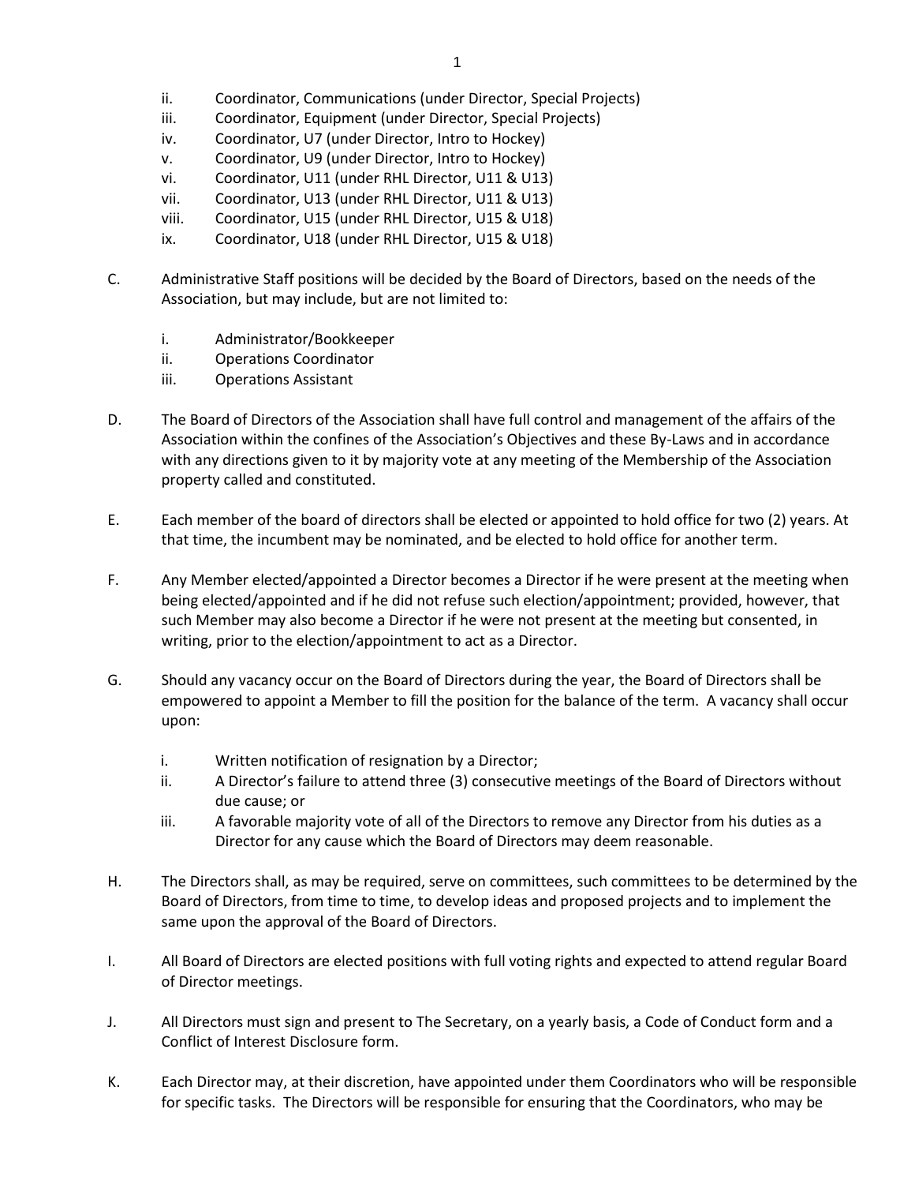ii. Coordinator, Communications (under Director, Special Projects)
   iii. Coordinator, Equipment (under Director, Special Projects)
   iv. Coordinator, U7 (under Director, Intro to Hockey)
   v. Coordinator, U9 (under Director, Intro to Hockey)
   vi. Coordinator, U11 (under RHL Director, U11 & U13)
   vii. Coordinator, U13 (under RHL Director, U11 & U13)
   viii. Coordinator, U15 (under RHL Director, U15 & U18)
   ix. Coordinator, U18 (under RHL Director, U15 & U18)

C. Administrative Staff positions will be decided by the Board of Directors, based on the needs of the Association, but may include, but are not limited to:

   i. Administrator/Bookkeeper
   ii. Operations Coordinator
   iii. Operations Assistant

D. The Board of Directors of the Association shall have full control and management of the affairs of the Association within the confines of the Association's Objectives and these By-Laws and in accordance with any directions given to it by majority vote at any meeting of the Membership of the Association property called and constituted.

E. Each member of the board of directors shall be elected or appointed to hold office for two (2) years. At that time, the incumbent may be nominated, and be elected to hold office for another term.

F. Any Member elected/appointed a Director becomes a Director if he were present at the meeting when being elected/appointed and if he did not refuse such election/appointment; provided, however, that such Member may also become a Director if he were not present at the meeting but consented, in writing, prior to the election/appointment to act as a Director.

G. Should any vacancy occur on the Board of Directors during the year, the Board of Directors shall be empowered to appoint a Member to fill the position for the balance of the term. A vacancy shall occur upon:

   i. Written notification of resignation by a Director;
   ii. A Director's failure to attend three (3) consecutive meetings of the Board of Directors without due cause; or
   iii. A favorable majority vote of all of the Directors to remove any Director from his duties as a Director for any cause which the Board of Directors may deem reasonable.

H. The Directors shall, as may be required, serve on committees, such committees to be determined by the Board of Directors, from time to time, to develop ideas and proposed projects and to implement the same upon the approval of the Board of Directors.

I. All Board of Directors are elected positions with full voting rights and expected to attend regular Board of Director meetings.

J. All Directors must sign and present to The Secretary, on a yearly basis, a Code of Conduct form and a Conflict of Interest Disclosure form.

K. Each Director may, at their discretion, have appointed under them Coordinators who will be responsible for specific tasks. The Directors will be responsible for ensuring that the Coordinators, who may be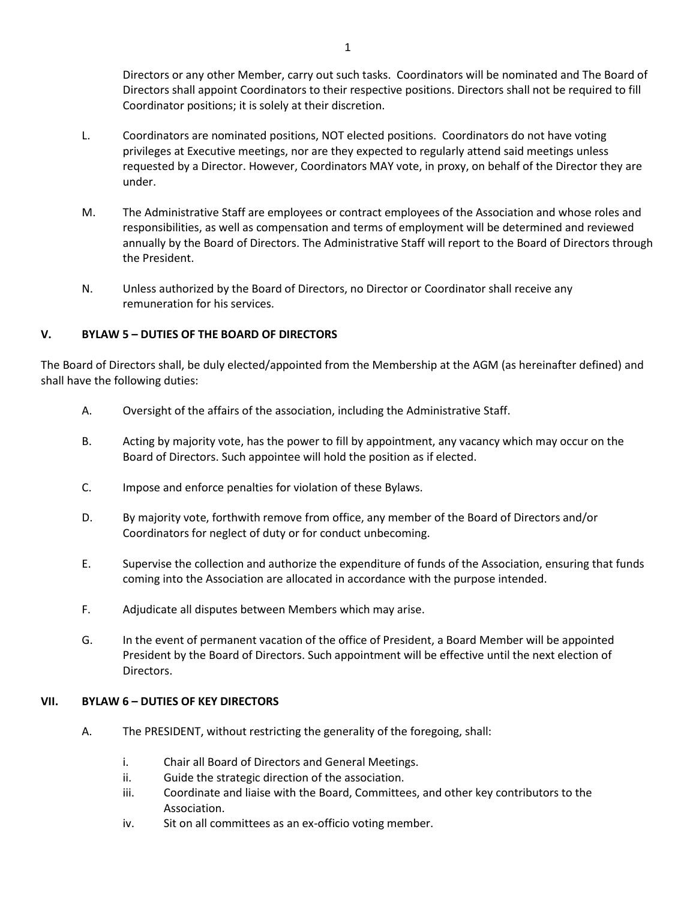Directors or any other Member, carry out such tasks. Coordinators will be nominated and The Board of Directors shall appoint Coordinators to their respective positions. Directors shall not be required to fill Coordinator positions; it is solely at their discretion.

L. Coordinators are nominated positions, NOT elected positions. Coordinators do not have voting privileges at Executive meetings, nor are they expected to regularly attend said meetings unless requested by a Director. However, Coordinators MAY vote, in proxy, on behalf of the Director they are under.

M. The Administrative Staff are employees or contract employees of the Association and whose roles and responsibilities, as well as compensation and terms of employment will be determined and reviewed annually by the Board of Directors. The Administrative Staff will report to the Board of Directors through the President.

N. Unless authorized by the Board of Directors, no Director or Coordinator shall receive any remuneration for his services.

## V. BYLAW 5 – DUTIES OF THE BOARD OF DIRECTORS

The Board of Directors shall, be duly elected/appointed from the Membership at the AGM (as hereinafter defined) and shall have the following duties:

A. Oversight of the affairs of the association, including the Administrative Staff.

B. Acting by majority vote, has the power to fill by appointment, any vacancy which may occur on the Board of Directors. Such appointee will hold the position as if elected.

C. Impose and enforce penalties for violation of these Bylaws.

D. By majority vote, forthwith remove from office, any member of the Board of Directors and/or Coordinators for neglect of duty or for conduct unbecoming.

E. Supervise the collection and authorize the expenditure of funds of the Association, ensuring that funds coming into the Association are allocated in accordance with the purpose intended.

F. Adjudicate all disputes between Members which may arise.

G. In the event of permanent vacation of the office of President, a Board Member will be appointed President by the Board of Directors. Such appointment will be effective until the next election of Directors.

## VII. BYLAW 6 – DUTIES OF KEY DIRECTORS

A. The PRESIDENT, without restricting the generality of the foregoing, shall:

i. Chair all Board of Directors and General Meetings.
ii. Guide the strategic direction of the association.
iii. Coordinate and liaise with the Board, Committees, and other key contributors to the Association.
iv. Sit on all committees as an ex-officio voting member.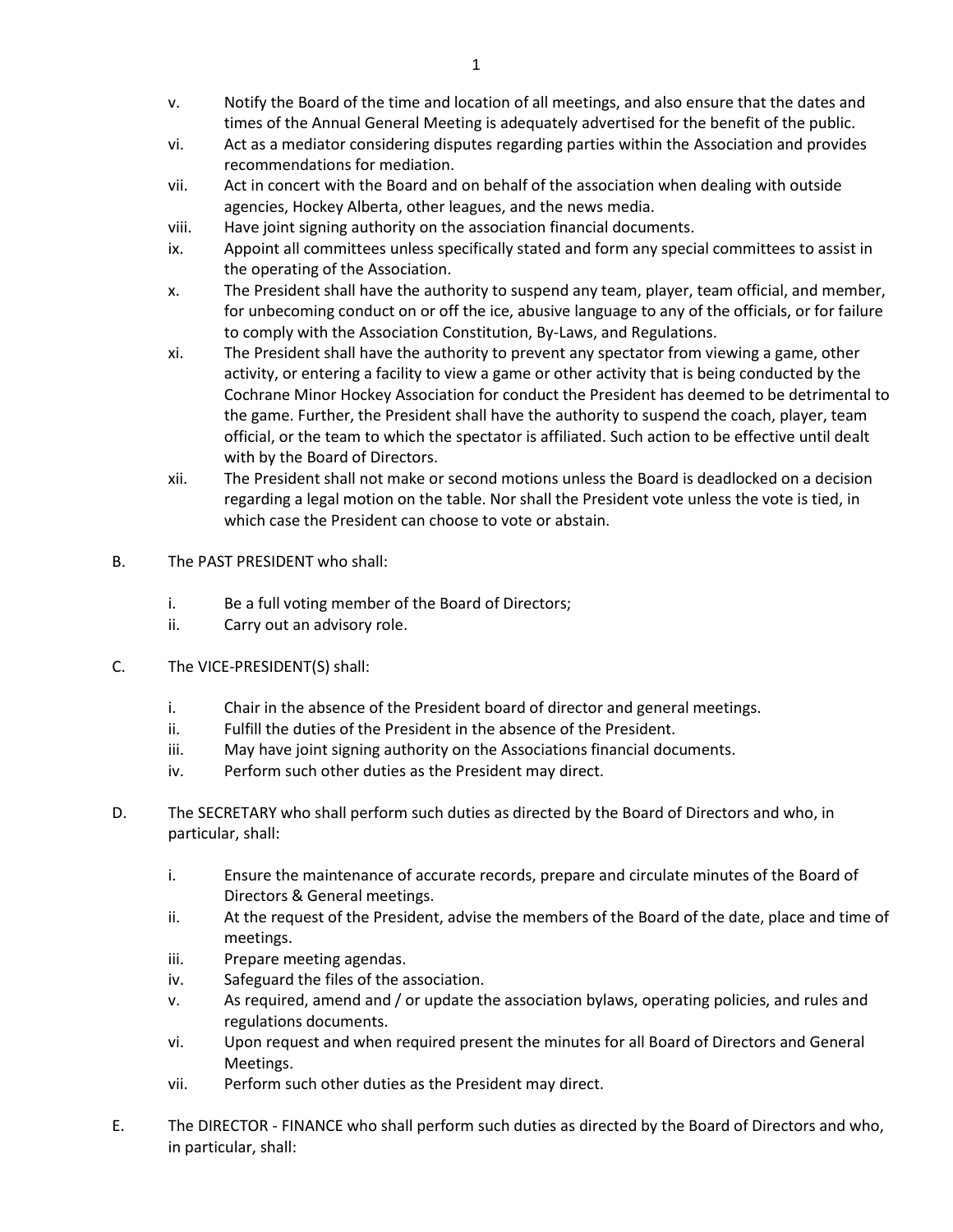v. Notify the Board of the time and location of all meetings, and also ensure that the dates and times of the Annual General Meeting is adequately advertised for the benefit of the public.

vi. Act as a mediator considering disputes regarding parties within the Association and provides recommendations for mediation.

vii. Act in concert with the Board and on behalf of the association when dealing with outside agencies, Hockey Alberta, other leagues, and the news media.

viii. Have joint signing authority on the association financial documents.

ix. Appoint all committees unless specifically stated and form any special committees to assist in the operating of the Association.

x. The President shall have the authority to suspend any team, player, team official, and member, for unbecoming conduct on or off the ice, abusive language to any of the officials, or for failure to comply with the Association Constitution, By-Laws, and Regulations.

xi. The President shall have the authority to prevent any spectator from viewing a game, other activity, or entering a facility to view a game or other activity that is being conducted by the Cochrane Minor Hockey Association for conduct the President has deemed to be detrimental to the game. Further, the President shall have the authority to suspend the coach, player, team official, or the team to which the spectator is affiliated. Such action to be effective until dealt with by the Board of Directors.

xii. The President shall not make or second motions unless the Board is deadlocked on a decision regarding a legal motion on the table. Nor shall the President vote unless the vote is tied, in which case the President can choose to vote or abstain.

B. The PAST PRESIDENT who shall:

i. Be a full voting member of the Board of Directors;

ii. Carry out an advisory role.

C. The VICE-PRESIDENT(S) shall:

i. Chair in the absence of the President board of director and general meetings.

ii. Fulfill the duties of the President in the absence of the President.

iii. May have joint signing authority on the Associations financial documents.

iv. Perform such other duties as the President may direct.

D. The SECRETARY who shall perform such duties as directed by the Board of Directors and who, in particular, shall:

i. Ensure the maintenance of accurate records, prepare and circulate minutes of the Board of Directors & General meetings.

ii. At the request of the President, advise the members of the Board of the date, place and time of meetings.

iii. Prepare meeting agendas.

iv. Safeguard the files of the association.

v. As required, amend and / or update the association bylaws, operating policies, and rules and regulations documents.

vi. Upon request and when required present the minutes for all Board of Directors and General Meetings.

vii. Perform such other duties as the President may direct.

E. The DIRECTOR - FINANCE who shall perform such duties as directed by the Board of Directors and who, in particular, shall: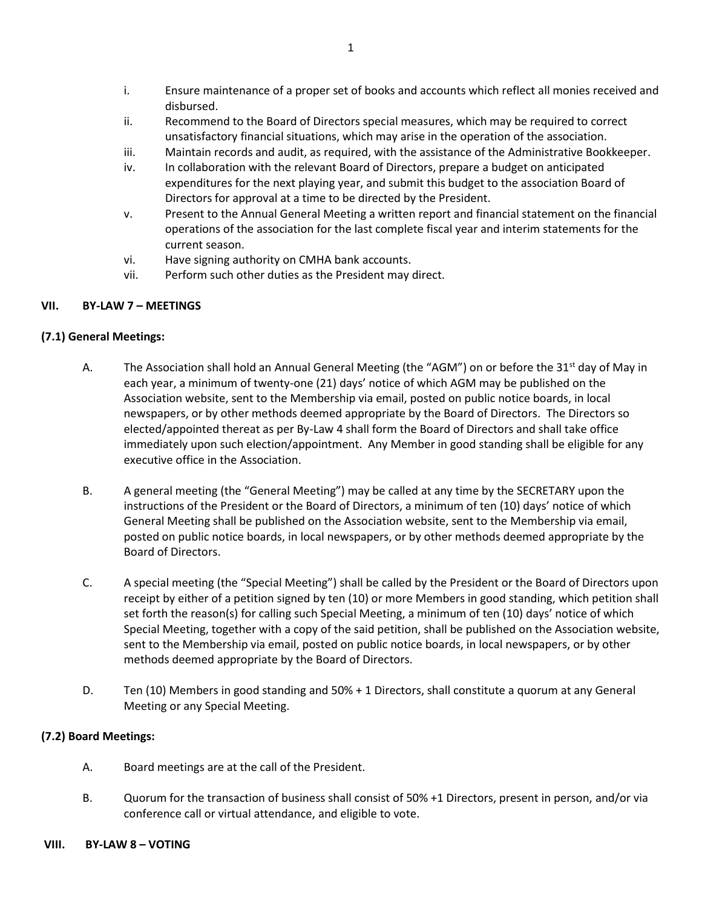i. Ensure maintenance of a proper set of books and accounts which reflect all monies received and disbursed.
ii. Recommend to the Board of Directors special measures, which may be required to correct unsatisfactory financial situations, which may arise in the operation of the association.
iii. Maintain records and audit, as required, with the assistance of the Administrative Bookkeeper.
iv. In collaboration with the relevant Board of Directors, prepare a budget on anticipated expenditures for the next playing year, and submit this budget to the association Board of Directors for approval at a time to be directed by the President.
v. Present to the Annual General Meeting a written report and financial statement on the financial operations of the association for the last complete fiscal year and interim statements for the current season.
vi. Have signing authority on CMHA bank accounts.
vii. Perform such other duties as the President may direct.

## VII. BY-LAW 7 – MEETINGS

### (7.1) General Meetings:

A. The Association shall hold an Annual General Meeting (the "AGM") on or before the 31st day of May in each year, a minimum of twenty-one (21) days' notice of which AGM may be published on the Association website, sent to the Membership via email, posted on public notice boards, in local newspapers, or by other methods deemed appropriate by the Board of Directors. The Directors so elected/appointed thereat as per By-Law 4 shall form the Board of Directors and shall take office immediately upon such election/appointment. Any Member in good standing shall be eligible for any executive office in the Association.

B. A general meeting (the "General Meeting") may be called at any time by the SECRETARY upon the instructions of the President or the Board of Directors, a minimum of ten (10) days' notice of which General Meeting shall be published on the Association website, sent to the Membership via email, posted on public notice boards, in local newspapers, or by other methods deemed appropriate by the Board of Directors.

C. A special meeting (the "Special Meeting") shall be called by the President or the Board of Directors upon receipt by either of a petition signed by ten (10) or more Members in good standing, which petition shall set forth the reason(s) for calling such Special Meeting, a minimum of ten (10) days' notice of which Special Meeting, together with a copy of the said petition, shall be published on the Association website, sent to the Membership via email, posted on public notice boards, in local newspapers, or by other methods deemed appropriate by the Board of Directors.

D. Ten (10) Members in good standing and 50% + 1 Directors, shall constitute a quorum at any General Meeting or any Special Meeting.

### (7.2) Board Meetings:

A. Board meetings are at the call of the President.

B. Quorum for the transaction of business shall consist of 50% +1 Directors, present in person, and/or via conference call or virtual attendance, and eligible to vote.

## VIII. BY-LAW 8 – VOTING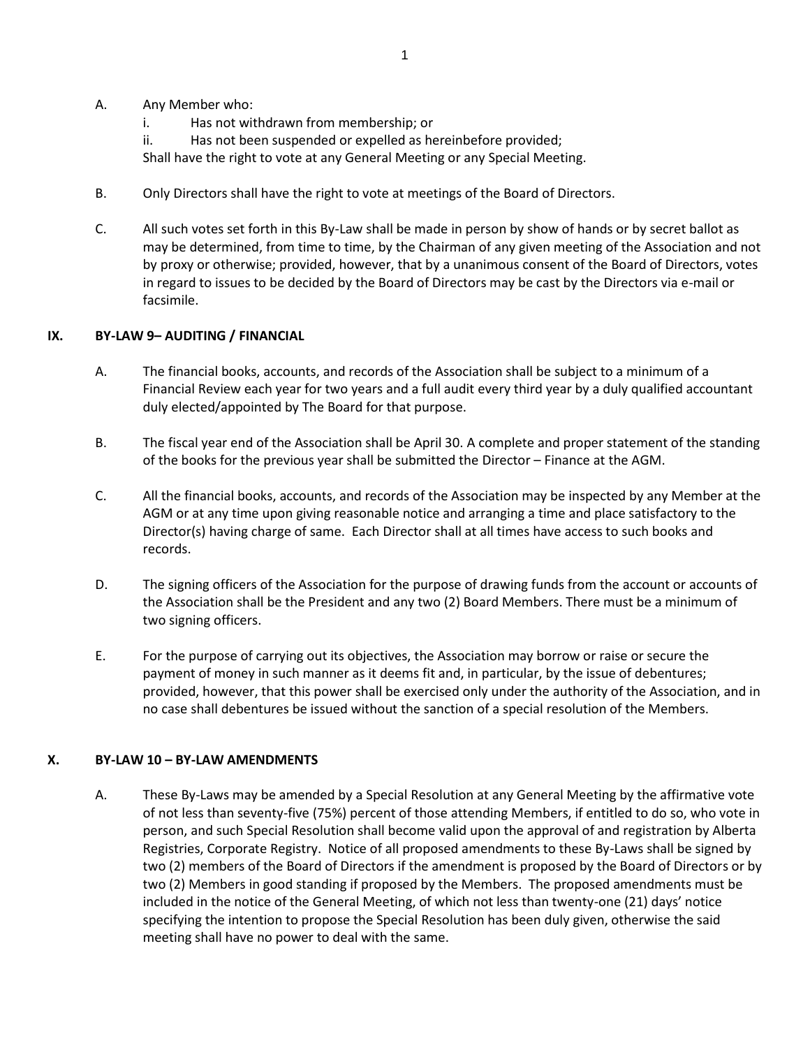A. Any Member who:
   i. Has not withdrawn from membership; or
   ii. Has not been suspended or expelled as hereinbefore provided;

   Shall have the right to vote at any General Meeting or any Special Meeting.

B. Only Directors shall have the right to vote at meetings of the Board of Directors.

C. All such votes set forth in this By-Law shall be made in person by show of hands or by secret ballot as may be determined, from time to time, by the Chairman of any given meeting of the Association and not by proxy or otherwise; provided, however, that by a unanimous consent of the Board of Directors, votes in regard to issues to be decided by the Board of Directors may be cast by the Directors via e-mail or facsimile.

## IX. BY-LAW 9– AUDITING / FINANCIAL

A. The financial books, accounts, and records of the Association shall be subject to a minimum of a Financial Review each year for two years and a full audit every third year by a duly qualified accountant duly elected/appointed by The Board for that purpose.

B. The fiscal year end of the Association shall be April 30. A complete and proper statement of the standing of the books for the previous year shall be submitted the Director – Finance at the AGM.

C. All the financial books, accounts, and records of the Association may be inspected by any Member at the AGM or at any time upon giving reasonable notice and arranging a time and place satisfactory to the Director(s) having charge of same. Each Director shall at all times have access to such books and records.

D. The signing officers of the Association for the purpose of drawing funds from the account or accounts of the Association shall be the President and any two (2) Board Members. There must be a minimum of two signing officers.

E. For the purpose of carrying out its objectives, the Association may borrow or raise or secure the payment of money in such manner as it deems fit and, in particular, by the issue of debentures; provided, however, that this power shall be exercised only under the authority of the Association, and in no case shall debentures be issued without the sanction of a special resolution of the Members.

## X. BY-LAW 10 – BY-LAW AMENDMENTS

A. These By-Laws may be amended by a Special Resolution at any General Meeting by the affirmative vote of not less than seventy-five (75%) percent of those attending Members, if entitled to do so, who vote in person, and such Special Resolution shall become valid upon the approval of and registration by Alberta Registries, Corporate Registry. Notice of all proposed amendments to these By-Laws shall be signed by two (2) members of the Board of Directors if the amendment is proposed by the Board of Directors or by two (2) Members in good standing if proposed by the Members. The proposed amendments must be included in the notice of the General Meeting, of which not less than twenty-one (21) days' notice specifying the intention to propose the Special Resolution has been duly given, otherwise the said meeting shall have no power to deal with the same.